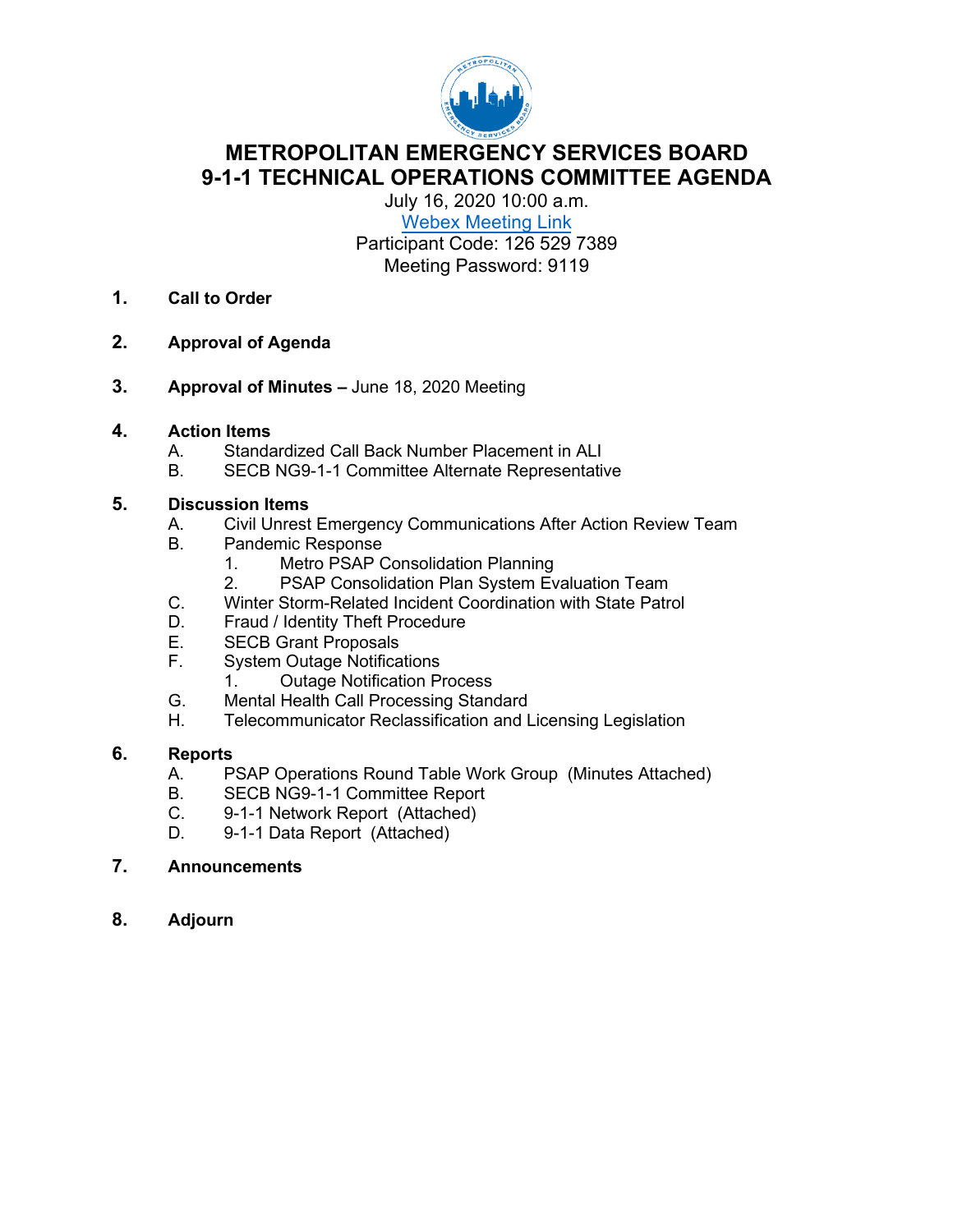# METROPOLITAN EMERGENCY SERVICES BOARD
# 9-1-1 TECHNICAL OPERATIONS COMMITTEE AGENDA

July 16, 2020 10:00 a.m.
Webex Meeting Link
Participant Code: 126 529 7389
Meeting Password: 9119

1. **Call to Order**

2. **Approval of Agenda**

3. **Approval of Minutes –** June 18, 2020 Meeting

4. **Action Items**
   - A. Standardized Call Back Number Placement in ALI
   - B. SECB NG9-1-1 Committee Alternate Representative

5. **Discussion Items**
   - A. Civil Unrest Emergency Communications After Action Review Team
   - B. Pandemic Response
     1. Metro PSAP Consolidation Planning
     2. PSAP Consolidation Plan System Evaluation Team
   - C. Winter Storm-Related Incident Coordination with State Patrol
   - D. Fraud / Identity Theft Procedure
   - E. SECB Grant Proposals
   - F. System Outage Notifications
     1. Outage Notification Process
   - G. Mental Health Call Processing Standard
   - H. Telecommunicator Reclassification and Licensing Legislation

6. **Reports**
   - A. PSAP Operations Round Table Work Group (Minutes Attached)
   - B. SECB NG9-1-1 Committee Report
   - C. 9-1-1 Network Report (Attached)
   - D. 9-1-1 Data Report (Attached)

7. **Announcements**

8. **Adjourn**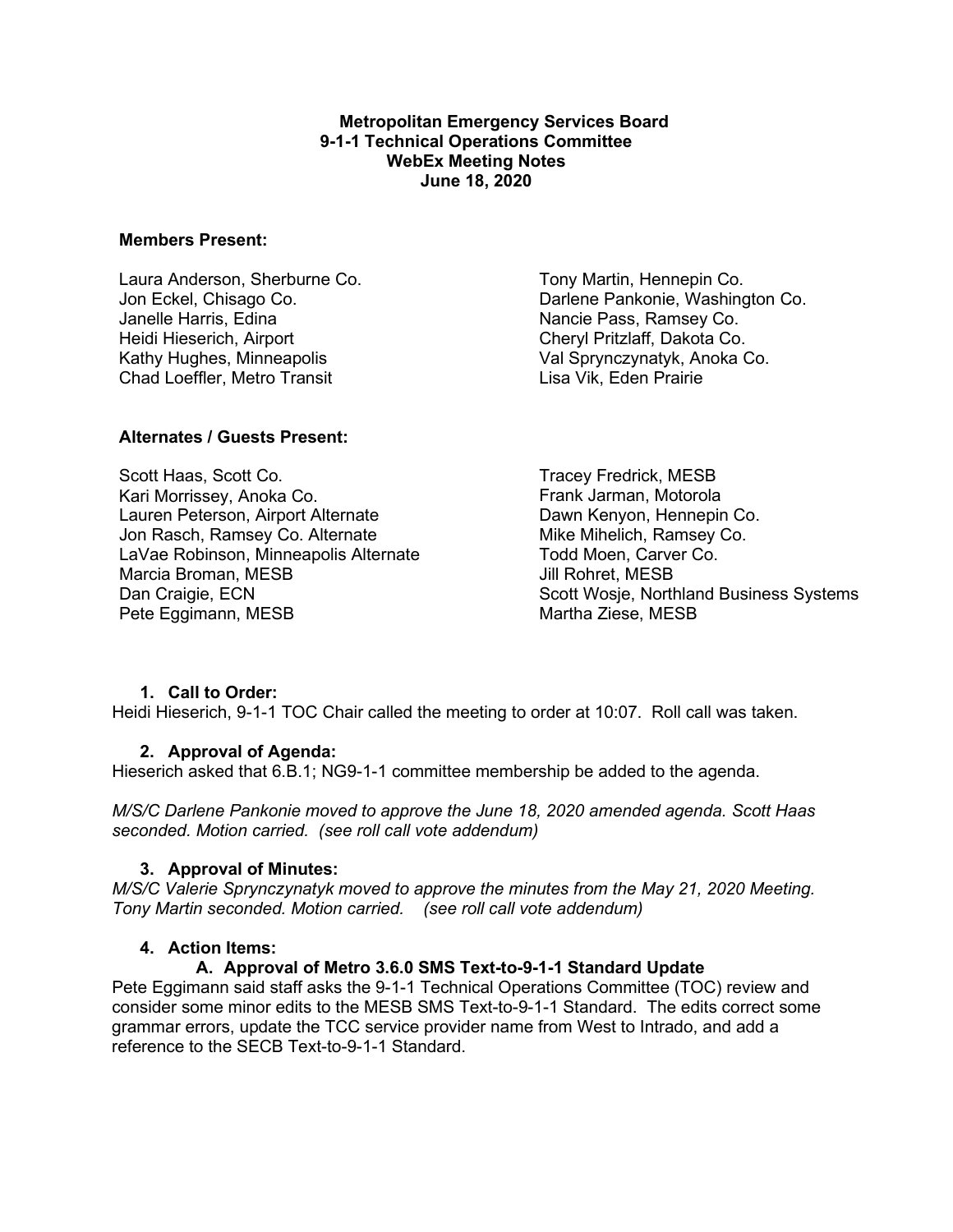**Metropolitan Emergency Services Board**
**9-1-1 Technical Operations Committee**
**WebEx Meeting Notes**
**June 18, 2020**

**Members Present:**

Laura Anderson, Sherburne Co.
Jon Eckel, Chisago Co.
Janelle Harris, Edina
Heidi Hieserich, Airport
Kathy Hughes, Minneapolis
Chad Loeffler, Metro Transit
Tony Martin, Hennepin Co.
Darlene Pankonie, Washington Co.
Nancie Pass, Ramsey Co.
Cheryl Pritzlaff, Dakota Co.
Val Sprynczynatyk, Anoka Co.
Lisa Vik, Eden Prairie

**Alternates / Guests Present:**

Scott Haas, Scott Co.
Kari Morrissey, Anoka Co.
Lauren Peterson, Airport Alternate
Jon Rasch, Ramsey Co. Alternate
LaVae Robinson, Minneapolis Alternate
Marcia Broman, MESB
Dan Craigie, ECN
Pete Eggimann, MESB
Tracey Fredrick, MESB
Frank Jarman, Motorola
Dawn Kenyon, Hennepin Co.
Mike Mihelich, Ramsey Co.
Todd Moen, Carver Co.
Jill Rohret, MESB
Scott Wosje, Northland Business Systems
Martha Ziese, MESB

1. **Call to Order:**

Heidi Hieserich, 9-1-1 TOC Chair called the meeting to order at 10:07. Roll call was taken.

2. **Approval of Agenda:**

Hieserich asked that 6.B.1; NG9-1-1 committee membership be added to the agenda.

*M/S/C Darlene Pankonie moved to approve the June 18, 2020 amended agenda. Scott Haas seconded. Motion carried. (see roll call vote addendum)*

3. **Approval of Minutes:**

*M/S/C Valerie Sprynczynatyk moved to approve the minutes from the May 21, 2020 Meeting. Tony Martin seconded. Motion carried. (see roll call vote addendum)*

4. **Action Items:**

**A. Approval of Metro 3.6.0 SMS Text-to-9-1-1 Standard Update**

Pete Eggimann said staff asks the 9-1-1 Technical Operations Committee (TOC) review and consider some minor edits to the MESB SMS Text-to-9-1-1 Standard. The edits correct some grammar errors, update the TCC service provider name from West to Intrado, and add a reference to the SECB Text-to-9-1-1 Standard.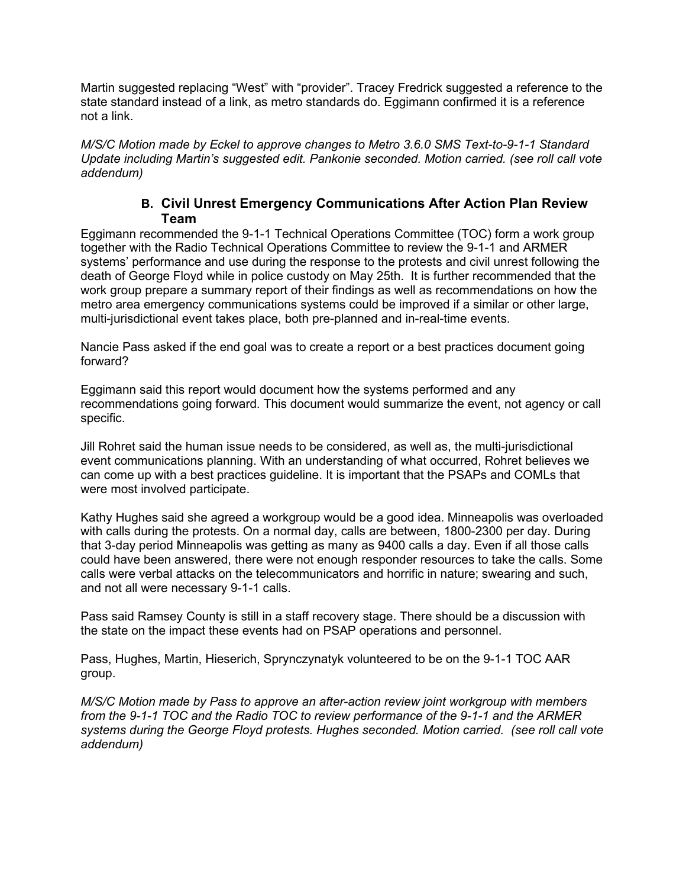Martin suggested replacing “West” with “provider”. Tracey Fredrick suggested a reference to the state standard instead of a link, as metro standards do. Eggimann confirmed it is a reference not a link.

*M/S/C Motion made by Eckel to approve changes to Metro 3.6.0 SMS Text-to-9-1-1 Standard Update including Martin’s suggested edit. Pankonie seconded. Motion carried. (see roll call vote addendum)*

### B. Civil Unrest Emergency Communications After Action Plan Review Team

Eggimann recommended the 9-1-1 Technical Operations Committee (TOC) form a work group together with the Radio Technical Operations Committee to review the 9-1-1 and ARMER systems’ performance and use during the response to the protests and civil unrest following the death of George Floyd while in police custody on May 25th. It is further recommended that the work group prepare a summary report of their findings as well as recommendations on how the metro area emergency communications systems could be improved if a similar or other large, multi-jurisdictional event takes place, both pre-planned and in-real-time events.

Nancie Pass asked if the end goal was to create a report or a best practices document going forward?

Eggimann said this report would document how the systems performed and any recommendations going forward. This document would summarize the event, not agency or call specific.

Jill Rohret said the human issue needs to be considered, as well as, the multi-jurisdictional event communications planning. With an understanding of what occurred, Rohret believes we can come up with a best practices guideline. It is important that the PSAPs and COMLs that were most involved participate.

Kathy Hughes said she agreed a workgroup would be a good idea. Minneapolis was overloaded with calls during the protests. On a normal day, calls are between, 1800-2300 per day. During that 3-day period Minneapolis was getting as many as 9400 calls a day. Even if all those calls could have been answered, there were not enough responder resources to take the calls. Some calls were verbal attacks on the telecommunicators and horrific in nature; swearing and such, and not all were necessary 9-1-1 calls.

Pass said Ramsey County is still in a staff recovery stage. There should be a discussion with the state on the impact these events had on PSAP operations and personnel.

Pass, Hughes, Martin, Hieserich, Sprynczynatyk volunteered to be on the 9-1-1 TOC AAR group.

*M/S/C Motion made by Pass to approve an after-action review joint workgroup with members from the 9-1-1 TOC and the Radio TOC to review performance of the 9-1-1 and the ARMER systems during the George Floyd protests. Hughes seconded. Motion carried. (see roll call vote addendum)*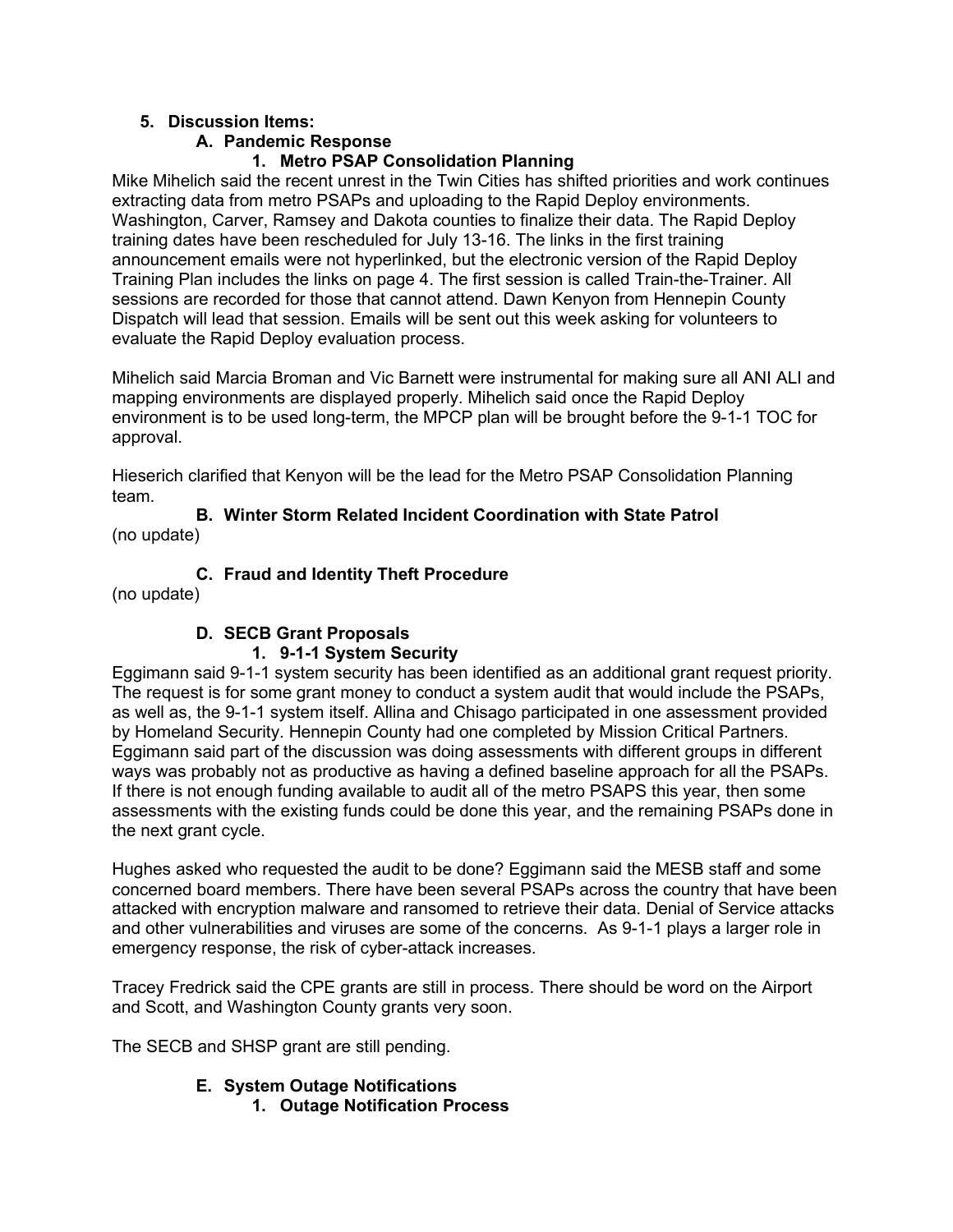## 5. Discussion Items:

### A. Pandemic Response

#### 1. Metro PSAP Consolidation Planning

Mike Mihelich said the recent unrest in the Twin Cities has shifted priorities and work continues extracting data from metro PSAPs and uploading to the Rapid Deploy environments. Washington, Carver, Ramsey and Dakota counties to finalize their data. The Rapid Deploy training dates have been rescheduled for July 13-16. The links in the first training announcement emails were not hyperlinked, but the electronic version of the Rapid Deploy Training Plan includes the links on page 4. The first session is called Train-the-Trainer. All sessions are recorded for those that cannot attend. Dawn Kenyon from Hennepin County Dispatch will lead that session. Emails will be sent out this week asking for volunteers to evaluate the Rapid Deploy evaluation process.

Mihelich said Marcia Broman and Vic Barnett were instrumental for making sure all ANI ALI and mapping environments are displayed properly. Mihelich said once the Rapid Deploy environment is to be used long-term, the MPCP plan will be brought before the 9-1-1 TOC for approval.

Hieserich clarified that Kenyon will be the lead for the Metro PSAP Consolidation Planning team.

### B. Winter Storm Related Incident Coordination with State Patrol

(no update)

### C. Fraud and Identity Theft Procedure

(no update)

### D. SECB Grant Proposals

#### 1. 9-1-1 System Security

Eggimann said 9-1-1 system security has been identified as an additional grant request priority. The request is for some grant money to conduct a system audit that would include the PSAPs, as well as, the 9-1-1 system itself. Allina and Chisago participated in one assessment provided by Homeland Security. Hennepin County had one completed by Mission Critical Partners. Eggimann said part of the discussion was doing assessments with different groups in different ways was probably not as productive as having a defined baseline approach for all the PSAPs. If there is not enough funding available to audit all of the metro PSAPS this year, then some assessments with the existing funds could be done this year, and the remaining PSAPs done in the next grant cycle.

Hughes asked who requested the audit to be done? Eggimann said the MESB staff and some concerned board members. There have been several PSAPs across the country that have been attacked with encryption malware and ransomed to retrieve their data. Denial of Service attacks and other vulnerabilities and viruses are some of the concerns. As 9-1-1 plays a larger role in emergency response, the risk of cyber-attack increases.

Tracey Fredrick said the CPE grants are still in process. There should be word on the Airport and Scott, and Washington County grants very soon.

The SECB and SHSP grant are still pending.

### E. System Outage Notifications

#### 1. Outage Notification Process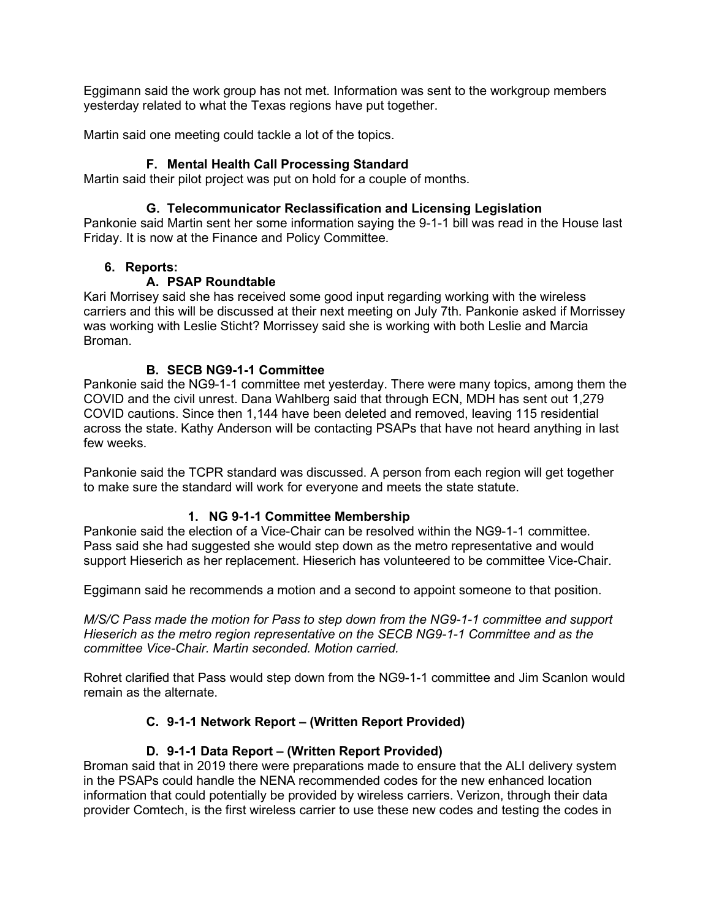Eggimann said the work group has not met. Information was sent to the workgroup members yesterday related to what the Texas regions have put together.

Martin said one meeting could tackle a lot of the topics.

### F. Mental Health Call Processing Standard

Martin said their pilot project was put on hold for a couple of months.

### G. Telecommunicator Reclassification and Licensing Legislation

Pankonie said Martin sent her some information saying the 9-1-1 bill was read in the House last Friday. It is now at the Finance and Policy Committee.

## 6. Reports:

### A. PSAP Roundtable

Kari Morrisey said she has received some good input regarding working with the wireless carriers and this will be discussed at their next meeting on July 7th. Pankonie asked if Morrissey was working with Leslie Sticht? Morrissey said she is working with both Leslie and Marcia Broman.

### B. SECB NG9-1-1 Committee

Pankonie said the NG9-1-1 committee met yesterday. There were many topics, among them the COVID and the civil unrest. Dana Wahlberg said that through ECN, MDH has sent out 1,279 COVID cautions. Since then 1,144 have been deleted and removed, leaving 115 residential across the state. Kathy Anderson will be contacting PSAPs that have not heard anything in last few weeks.

Pankonie said the TCPR standard was discussed. A person from each region will get together to make sure the standard will work for everyone and meets the state statute.

#### 1. NG 9-1-1 Committee Membership

Pankonie said the election of a Vice-Chair can be resolved within the NG9-1-1 committee. Pass said she had suggested she would step down as the metro representative and would support Hieserich as her replacement. Hieserich has volunteered to be committee Vice-Chair.

Eggimann said he recommends a motion and a second to appoint someone to that position.

*M/S/C Pass made the motion for Pass to step down from the NG9-1-1 committee and support Hieserich as the metro region representative on the SECB NG9-1-1 Committee and as the committee Vice-Chair. Martin seconded. Motion carried.*

Rohret clarified that Pass would step down from the NG9-1-1 committee and Jim Scanlon would remain as the alternate.

### C. 9-1-1 Network Report – (Written Report Provided)

### D. 9-1-1 Data Report – (Written Report Provided)

Broman said that in 2019 there were preparations made to ensure that the ALI delivery system in the PSAPs could handle the NENA recommended codes for the new enhanced location information that could potentially be provided by wireless carriers. Verizon, through their data provider Comtech, is the first wireless carrier to use these new codes and testing the codes in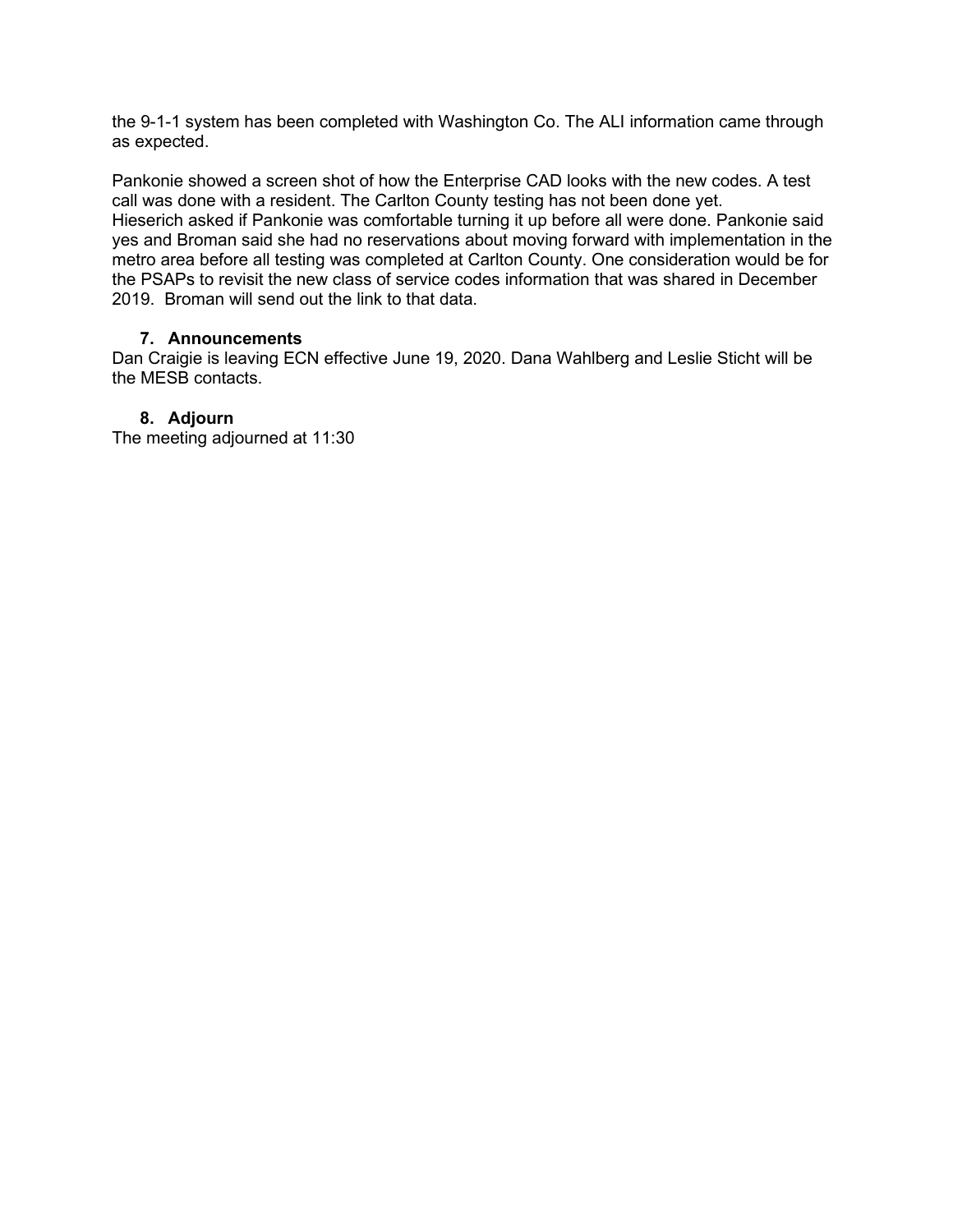the 9-1-1 system has been completed with Washington Co. The ALI information came through as expected.

Pankonie showed a screen shot of how the Enterprise CAD looks with the new codes. A test call was done with a resident. The Carlton County testing has not been done yet.
Hieserich asked if Pankonie was comfortable turning it up before all were done. Pankonie said yes and Broman said she had no reservations about moving forward with implementation in the metro area before all testing was completed at Carlton County. One consideration would be for the PSAPs to revisit the new class of service codes information that was shared in December 2019. Broman will send out the link to that data.

### 7. Announcements

Dan Craigie is leaving ECN effective June 19, 2020. Dana Wahlberg and Leslie Sticht will be the MESB contacts.

### 8. Adjourn

The meeting adjourned at 11:30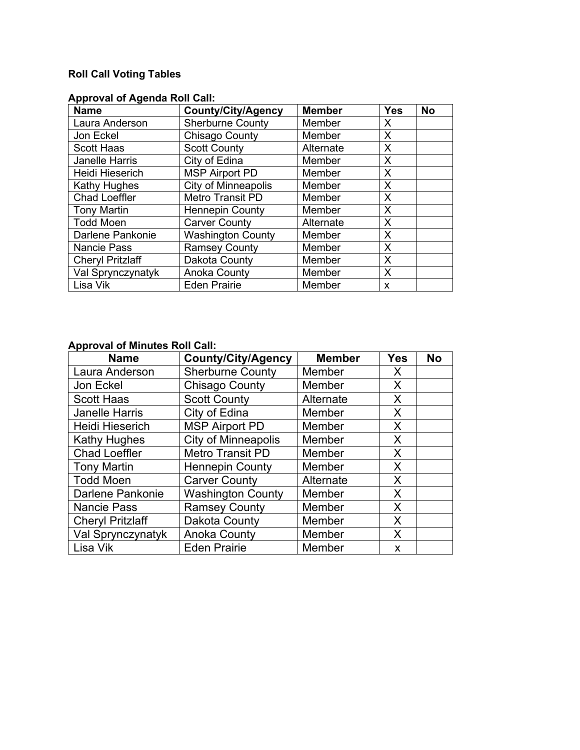**Roll Call Voting Tables**

**Approval of Agenda Roll Call:**

| Name | County/City/Agency | Member | Yes | No |
|---|---|---|---|---|
| Laura Anderson | Sherburne County | Member | X | |
| Jon Eckel | Chisago County | Member | X | |
| Scott Haas | Scott County | Alternate | X | |
| Janelle Harris | City of Edina | Member | X | |
| Heidi Hieserich | MSP Airport PD | Member | X | |
| Kathy Hughes | City of Minneapolis | Member | X | |
| Chad Loeffler | Metro Transit PD | Member | X | |
| Tony Martin | Hennepin County | Member | X | |
| Todd Moen | Carver County | Alternate | X | |
| Darlene Pankonie | Washington County | Member | X | |
| Nancie Pass | Ramsey County | Member | X | |
| Cheryl Pritzlaff | Dakota County | Member | X | |
| Val Sprynczynatyk | Anoka County | Member | X | |
| Lisa Vik | Eden Prairie | Member | x | |

**Approval of Minutes Roll Call:**

| Name | County/City/Agency | Member | Yes | No |
|---|---|---|---|---|
| Laura Anderson | Sherburne County | Member | X | |
| Jon Eckel | Chisago County | Member | X | |
| Scott Haas | Scott County | Alternate | X | |
| Janelle Harris | City of Edina | Member | X | |
| Heidi Hieserich | MSP Airport PD | Member | X | |
| Kathy Hughes | City of Minneapolis | Member | X | |
| Chad Loeffler | Metro Transit PD | Member | X | |
| Tony Martin | Hennepin County | Member | X | |
| Todd Moen | Carver County | Alternate | X | |
| Darlene Pankonie | Washington County | Member | X | |
| Nancie Pass | Ramsey County | Member | X | |
| Cheryl Pritzlaff | Dakota County | Member | X | |
| Val Sprynczynatyk | Anoka County | Member | X | |
| Lisa Vik | Eden Prairie | Member | x | |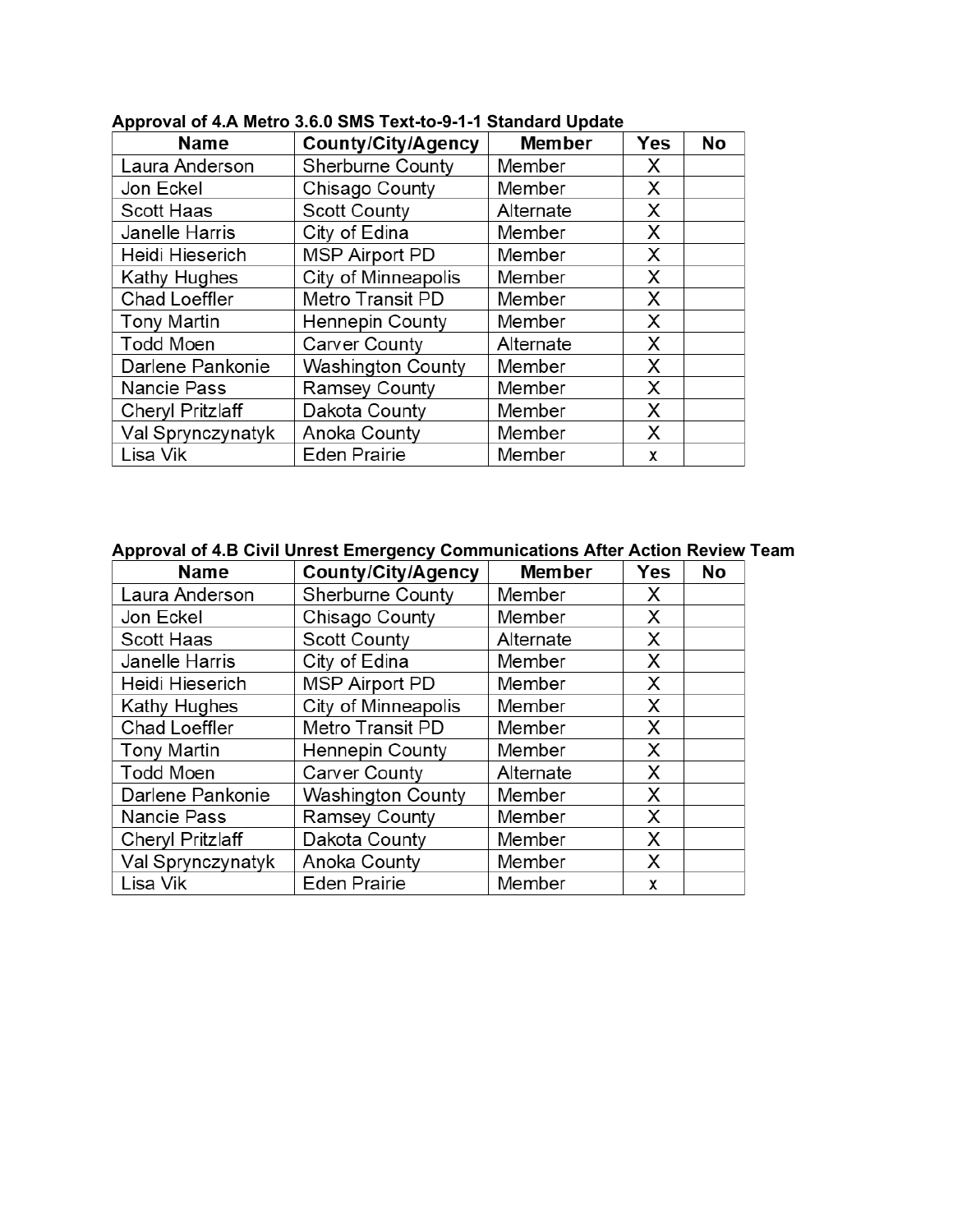**Approval of 4.A Metro 3.6.0 SMS Text-to-9-1-1 Standard Update**

| Name | County/City/Agency | Member | Yes | No |
|---|---|---|---|---|
| Laura Anderson | Sherburne County | Member | X | |
| Jon Eckel | Chisago County | Member | X | |
| Scott Haas | Scott County | Alternate | X | |
| Janelle Harris | City of Edina | Member | X | |
| Heidi Hieserich | MSP Airport PD | Member | X | |
| Kathy Hughes | City of Minneapolis | Member | X | |
| Chad Loeffler | Metro Transit PD | Member | X | |
| Tony Martin | Hennepin County | Member | X | |
| Todd Moen | Carver County | Alternate | X | |
| Darlene Pankonie | Washington County | Member | X | |
| Nancie Pass | Ramsey County | Member | X | |
| Cheryl Pritzlaff | Dakota County | Member | X | |
| Val Sprynczynatyk | Anoka County | Member | X | |
| Lisa Vik | Eden Prairie | Member | x | |

**Approval of 4.B Civil Unrest Emergency Communications After Action Review Team**

| Name | County/City/Agency | Member | Yes | No |
|---|---|---|---|---|
| Laura Anderson | Sherburne County | Member | X | |
| Jon Eckel | Chisago County | Member | X | |
| Scott Haas | Scott County | Alternate | X | |
| Janelle Harris | City of Edina | Member | X | |
| Heidi Hieserich | MSP Airport PD | Member | X | |
| Kathy Hughes | City of Minneapolis | Member | X | |
| Chad Loeffler | Metro Transit PD | Member | X | |
| Tony Martin | Hennepin County | Member | X | |
| Todd Moen | Carver County | Alternate | X | |
| Darlene Pankonie | Washington County | Member | X | |
| Nancie Pass | Ramsey County | Member | X | |
| Cheryl Pritzlaff | Dakota County | Member | X | |
| Val Sprynczynatyk | Anoka County | Member | X | |
| Lisa Vik | Eden Prairie | Member | x | |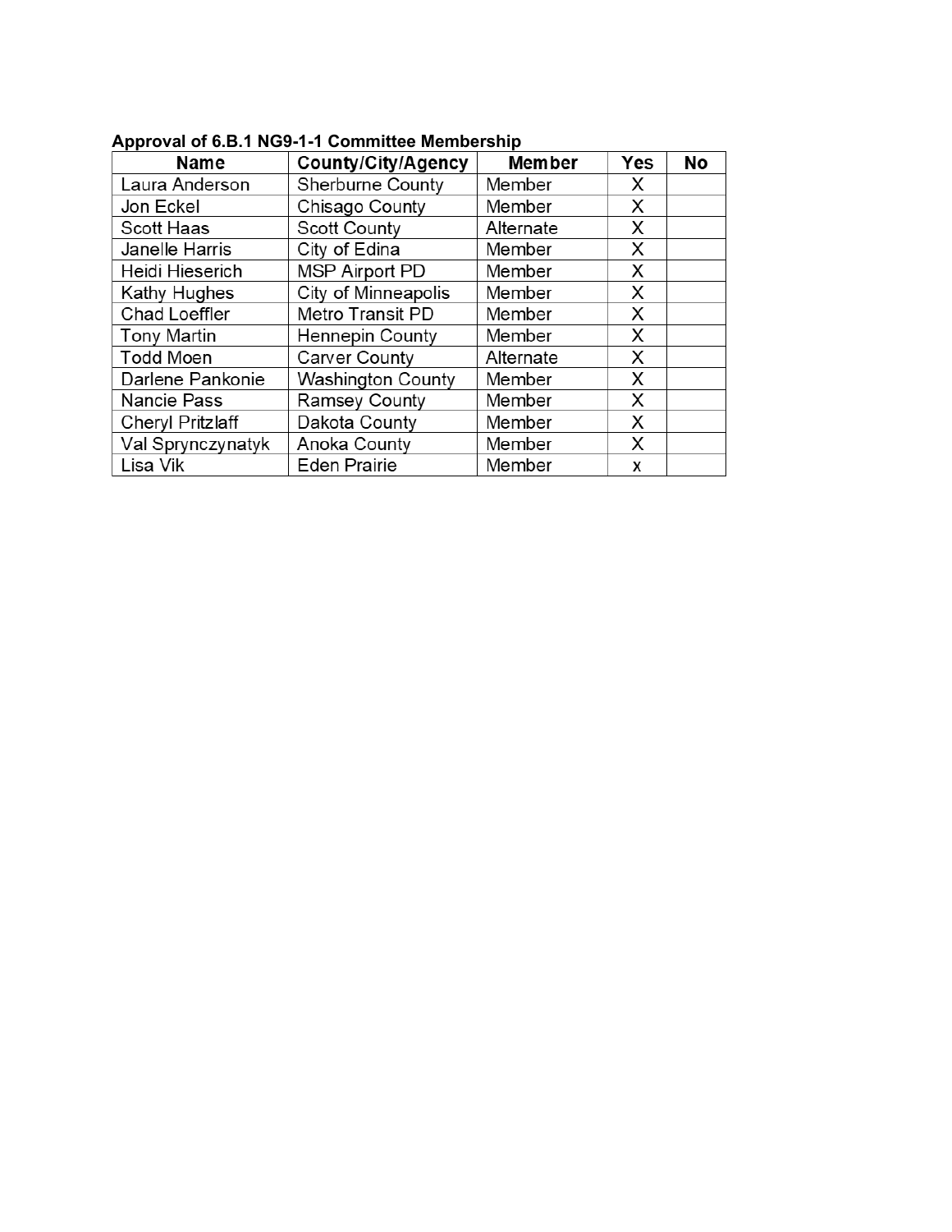**Approval of 6.B.1 NG9-1-1 Committee Membership**

| Name | County/City/Agency | Member | Yes | No |
|---|---|---|---|---|
| Laura Anderson | Sherburne County | Member | X | |
| Jon Eckel | Chisago County | Member | X | |
| Scott Haas | Scott County | Alternate | X | |
| Janelle Harris | City of Edina | Member | X | |
| Heidi Hieserich | MSP Airport PD | Member | X | |
| Kathy Hughes | City of Minneapolis | Member | X | |
| Chad Loeffler | Metro Transit PD | Member | X | |
| Tony Martin | Hennepin County | Member | X | |
| Todd Moen | Carver County | Alternate | X | |
| Darlene Pankonie | Washington County | Member | X | |
| Nancie Pass | Ramsey County | Member | X | |
| Cheryl Pritzlaff | Dakota County | Member | X | |
| Val Sprynczynatyk | Anoka County | Member | X | |
| Lisa Vik | Eden Prairie | Member | x | |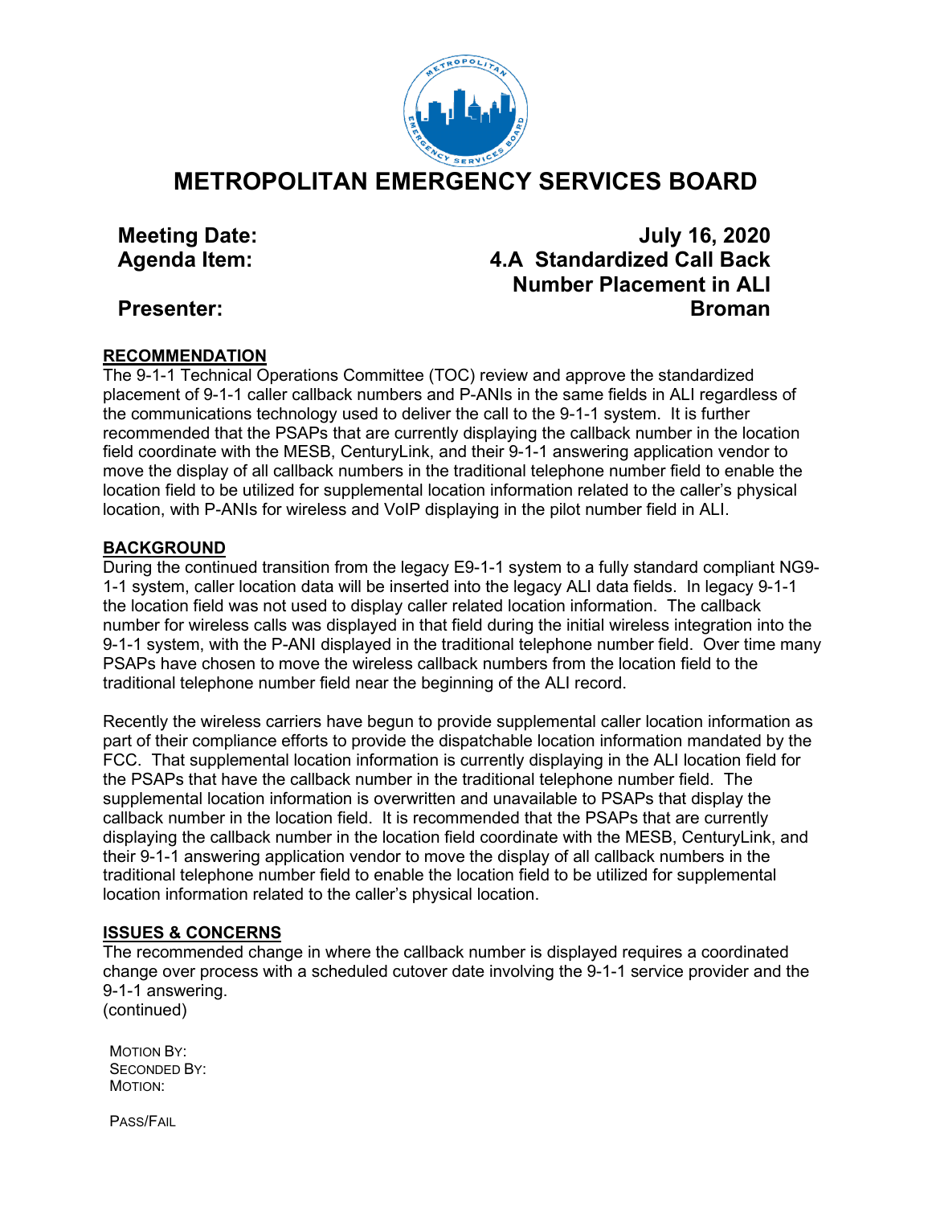# METROPOLITAN EMERGENCY SERVICES BOARD

**Meeting Date:** **July 16, 2020**

**Agenda Item:** **4.A Standardized Call Back Number Placement in ALI**

**Presenter:** **Broman**

## RECOMMENDATION

The 9-1-1 Technical Operations Committee (TOC) review and approve the standardized placement of 9-1-1 caller callback numbers and P-ANIs in the same fields in ALI regardless of the communications technology used to deliver the call to the 9-1-1 system. It is further recommended that the PSAPs that are currently displaying the callback number in the location field coordinate with the MESB, CenturyLink, and their 9-1-1 answering application vendor to move the display of all callback numbers in the traditional telephone number field to enable the location field to be utilized for supplemental location information related to the caller's physical location, with P-ANIs for wireless and VoIP displaying in the pilot number field in ALI.

## BACKGROUND

During the continued transition from the legacy E9-1-1 system to a fully standard compliant NG9-1-1 system, caller location data will be inserted into the legacy ALI data fields. In legacy 9-1-1 the location field was not used to display caller related location information. The callback number for wireless calls was displayed in that field during the initial wireless integration into the 9-1-1 system, with the P-ANI displayed in the traditional telephone number field. Over time many PSAPs have chosen to move the wireless callback numbers from the location field to the traditional telephone number field near the beginning of the ALI record.

Recently the wireless carriers have begun to provide supplemental caller location information as part of their compliance efforts to provide the dispatchable location information mandated by the FCC. That supplemental location information is currently displaying in the ALI location field for the PSAPs that have the callback number in the traditional telephone number field. The supplemental location information is overwritten and unavailable to PSAPs that display the callback number in the location field. It is recommended that the PSAPs that are currently displaying the callback number in the location field coordinate with the MESB, CenturyLink, and their 9-1-1 answering application vendor to move the display of all callback numbers in the traditional telephone number field to enable the location field to be utilized for supplemental location information related to the caller's physical location.

## ISSUES & CONCERNS

The recommended change in where the callback number is displayed requires a coordinated change over process with a scheduled cutover date involving the 9-1-1 service provider and the 9-1-1 answering.
(continued)

MOTION BY:
SECONDED BY:
MOTION:

PASS/FAIL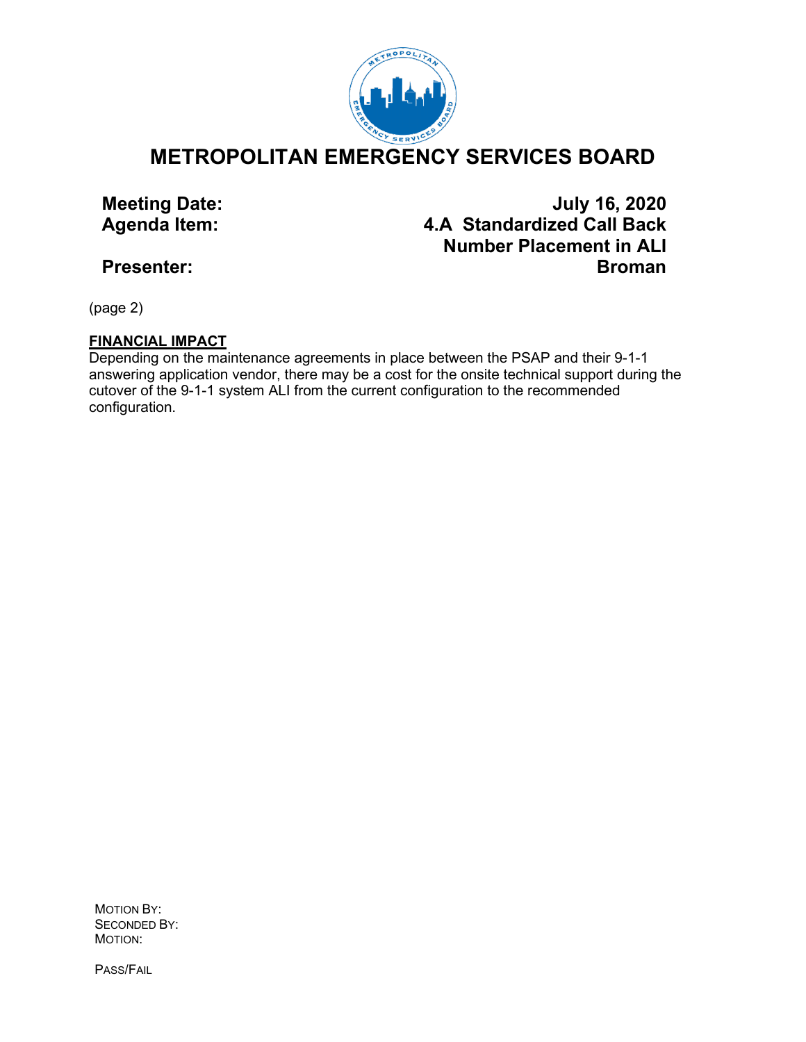# METROPOLITAN EMERGENCY SERVICES BOARD

**Meeting Date:** **July 16, 2020**
**Agenda Item:** **4.A Standardized Call Back Number Placement in ALI**
**Presenter:** **Broman**

(page 2)

**FINANCIAL IMPACT**

Depending on the maintenance agreements in place between the PSAP and their 9-1-1 answering application vendor, there may be a cost for the onsite technical support during the cutover of the 9-1-1 system ALI from the current configuration to the recommended configuration.

MOTION BY:
SECONDED BY:
MOTION:

PASS/FAIL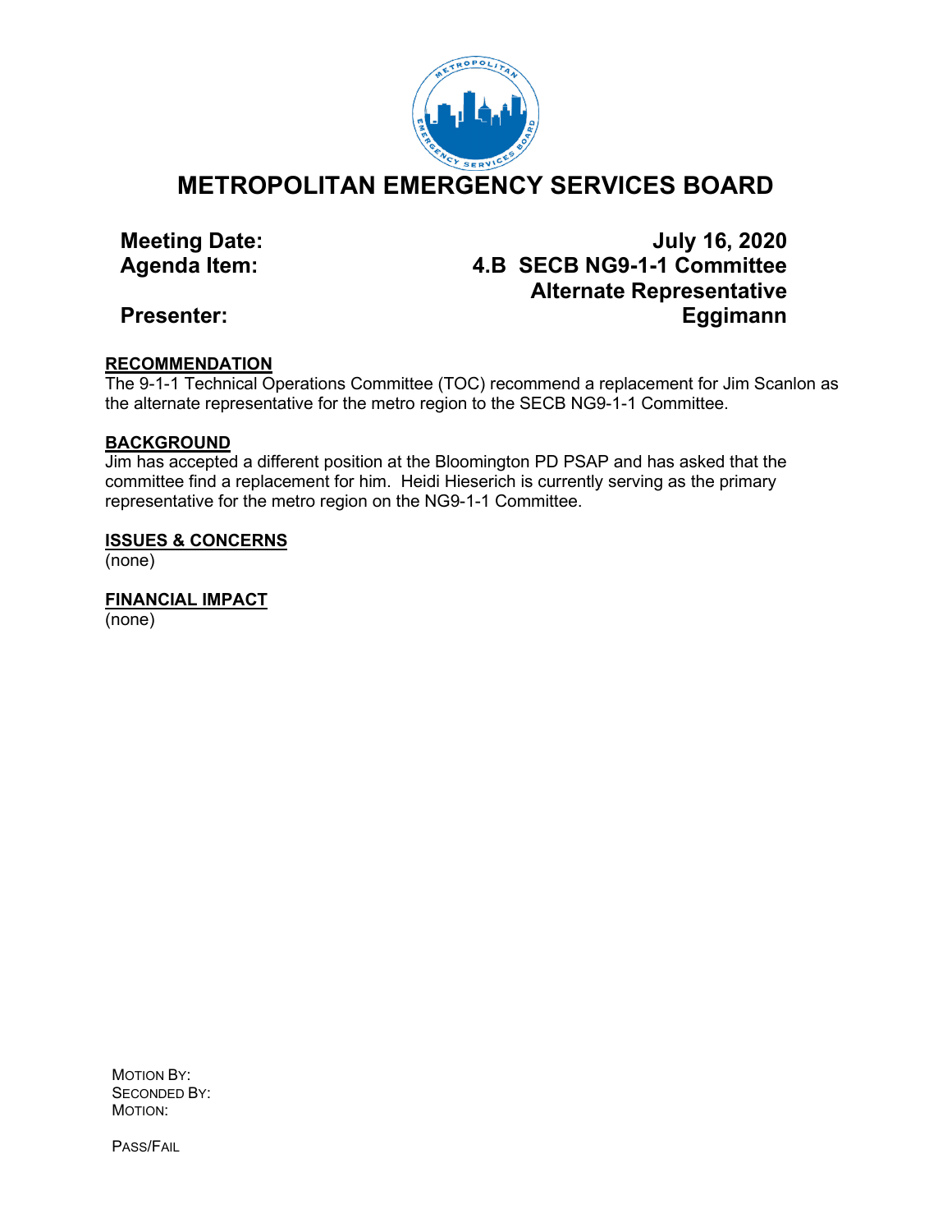# METROPOLITAN EMERGENCY SERVICES BOARD

**Meeting Date:** **July 16, 2020**
**Agenda Item:** **4.B SECB NG9-1-1 Committee Alternate Representative**
**Presenter:** **Eggimann**

## RECOMMENDATION

The 9-1-1 Technical Operations Committee (TOC) recommend a replacement for Jim Scanlon as the alternate representative for the metro region to the SECB NG9-1-1 Committee.

## BACKGROUND

Jim has accepted a different position at the Bloomington PD PSAP and has asked that the committee find a replacement for him. Heidi Hieserich is currently serving as the primary representative for the metro region on the NG9-1-1 Committee.

## ISSUES & CONCERNS

(none)

## FINANCIAL IMPACT

(none)

MOTION BY:
SECONDED BY:
MOTION:

PASS/FAIL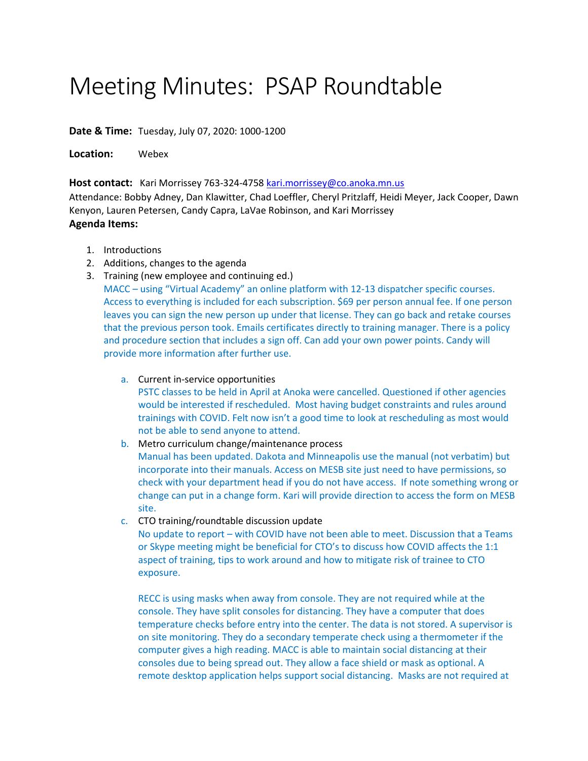# Meeting Minutes: PSAP Roundtable

**Date & Time:** Tuesday, July 07, 2020: 1000-1200

**Location:** Webex

**Host contact:** Kari Morrissey 763-324-4758 kari.morrissey@co.anoka.mn.us

Attendance: Bobby Adney, Dan Klawitter, Chad Loeffler, Cheryl Pritzlaff, Heidi Meyer, Jack Cooper, Dawn Kenyon, Lauren Petersen, Candy Capra, LaVae Robinson, and Kari Morrissey

**Agenda Items:**

1. Introductions
2. Additions, changes to the agenda
3. Training (new employee and continuing ed.)

   MACC – using "Virtual Academy" an online platform with 12-13 dispatcher specific courses. Access to everything is included for each subscription. $69 per person annual fee. If one person leaves you can sign the new person up under that license. They can go back and retake courses that the previous person took. Emails certificates directly to training manager. There is a policy and procedure section that includes a sign off. Can add your own power points. Candy will provide more information after further use.

   a. Current in-service opportunities

      PSTC classes to be held in April at Anoka were cancelled. Questioned if other agencies would be interested if rescheduled. Most having budget constraints and rules around trainings with COVID. Felt now isn't a good time to look at rescheduling as most would not be able to send anyone to attend.

   b. Metro curriculum change/maintenance process

      Manual has been updated. Dakota and Minneapolis use the manual (not verbatim) but incorporate into their manuals. Access on MESB site just need to have permissions, so check with your department head if you do not have access. If note something wrong or change can put in a change form. Kari will provide direction to access the form on MESB site.

   c. CTO training/roundtable discussion update

      No update to report – with COVID have not been able to meet. Discussion that a Teams or Skype meeting might be beneficial for CTO's to discuss how COVID affects the 1:1 aspect of training, tips to work around and how to mitigate risk of trainee to CTO exposure.

      RECC is using masks when away from console. They are not required while at the console. They have split consoles for distancing. They have a computer that does temperature checks before entry into the center. The data is not stored. A supervisor is on site monitoring. They do a secondary temperate check using a thermometer if the computer gives a high reading. MACC is able to maintain social distancing at their consoles due to being spread out. They allow a face shield or mask as optional. A remote desktop application helps support social distancing. Masks are not required at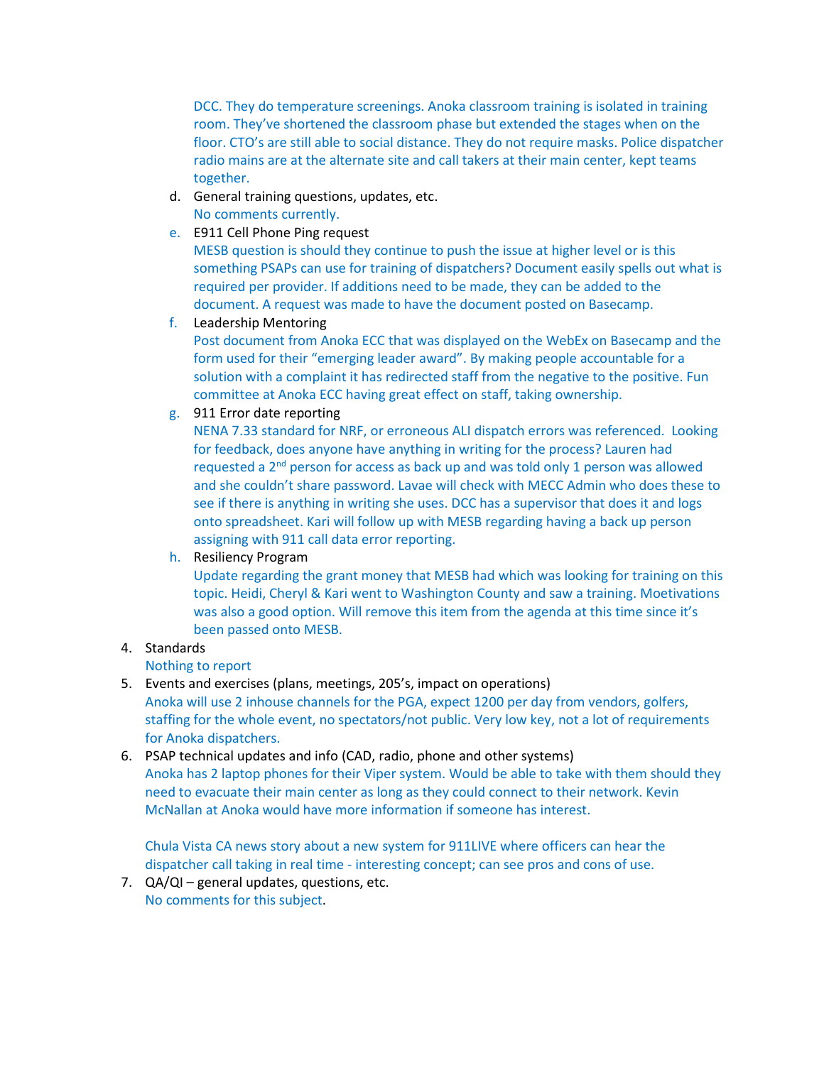DCC. They do temperature screenings. Anoka classroom training is isolated in training room. They've shortened the classroom phase but extended the stages when on the floor. CTO's are still able to social distance. They do not require masks. Police dispatcher radio mains are at the alternate site and call takers at their main center, kept teams together.

   d. General training questions, updates, etc.
      No comments currently.
   e. E911 Cell Phone Ping request
      MESB question is should they continue to push the issue at higher level or is this something PSAPs can use for training of dispatchers? Document easily spells out what is required per provider. If additions need to be made, they can be added to the document. A request was made to have the document posted on Basecamp.
   f. Leadership Mentoring
      Post document from Anoka ECC that was displayed on the WebEx on Basecamp and the form used for their "emerging leader award". By making people accountable for a solution with a complaint it has redirected staff from the negative to the positive. Fun committee at Anoka ECC having great effect on staff, taking ownership.
   g. 911 Error date reporting
      NENA 7.33 standard for NRF, or erroneous ALI dispatch errors was referenced. Looking for feedback, does anyone have anything in writing for the process? Lauren had requested a 2nd person for access as back up and was told only 1 person was allowed and she couldn't share password. Lavae will check with MECC Admin who does these to see if there is anything in writing she uses. DCC has a supervisor that does it and logs onto spreadsheet. Kari will follow up with MESB regarding having a back up person assigning with 911 call data error reporting.
   h. Resiliency Program
      Update regarding the grant money that MESB had which was looking for training on this topic. Heidi, Cheryl & Kari went to Washington County and saw a training. Moetivations was also a good option. Will remove this item from the agenda at this time since it's been passed onto MESB.

4. Standards
   Nothing to report
5. Events and exercises (plans, meetings, 205's, impact on operations)
   Anoka will use 2 inhouse channels for the PGA, expect 1200 per day from vendors, golfers, staffing for the whole event, no spectators/not public. Very low key, not a lot of requirements for Anoka dispatchers.
6. PSAP technical updates and info (CAD, radio, phone and other systems)
   Anoka has 2 laptop phones for their Viper system. Would be able to take with them should they need to evacuate their main center as long as they could connect to their network. Kevin McNallan at Anoka would have more information if someone has interest.

   Chula Vista CA news story about a new system for 911LIVE where officers can hear the dispatcher call taking in real time - interesting concept; can see pros and cons of use.
7. QA/QI – general updates, questions, etc.
   No comments for this subject.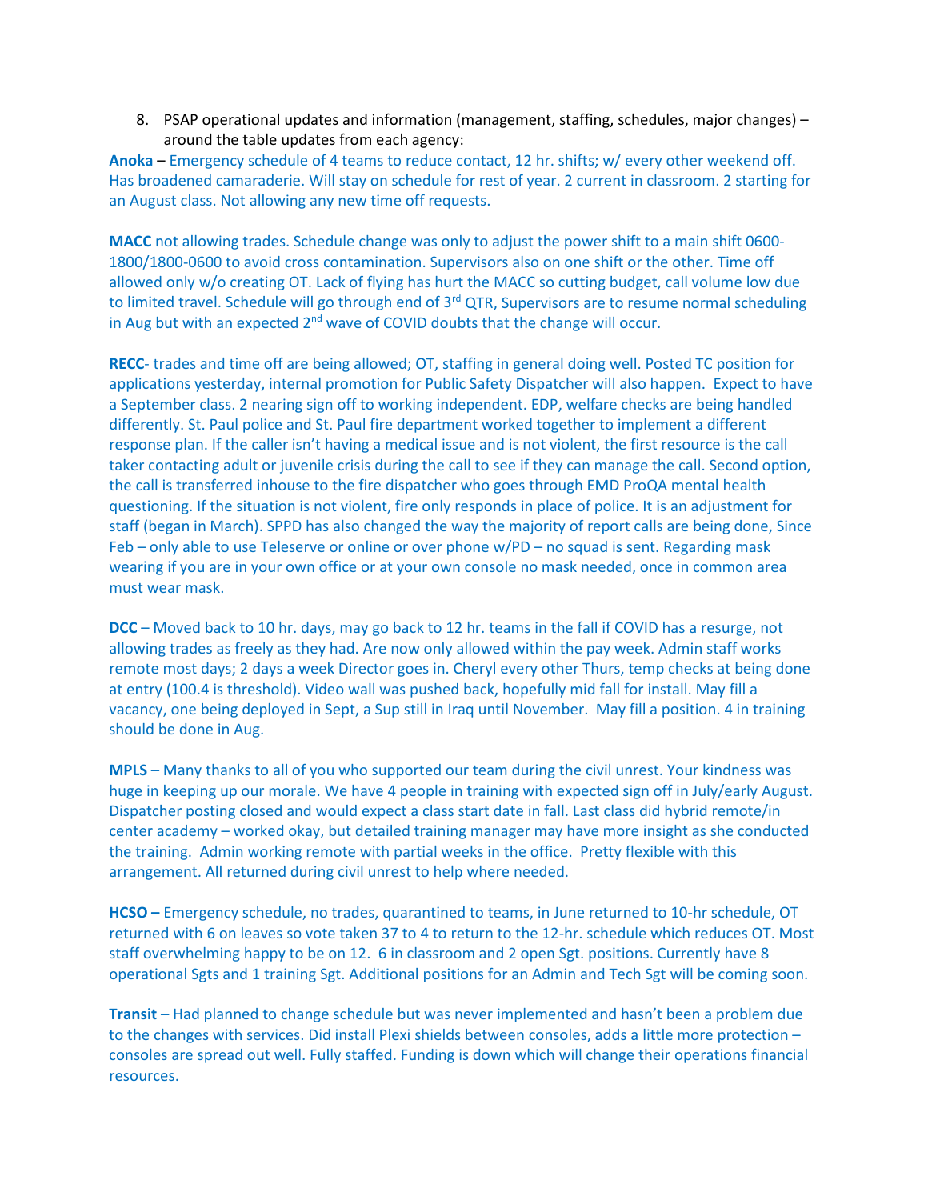8. PSAP operational updates and information (management, staffing, schedules, major changes) – around the table updates from each agency:

**Anoka** – Emergency schedule of 4 teams to reduce contact, 12 hr. shifts; w/ every other weekend off. Has broadened camaraderie. Will stay on schedule for rest of year. 2 current in classroom. 2 starting for an August class. Not allowing any new time off requests.

**MACC** not allowing trades. Schedule change was only to adjust the power shift to a main shift 0600-1800/1800-0600 to avoid cross contamination. Supervisors also on one shift or the other. Time off allowed only w/o creating OT. Lack of flying has hurt the MACC so cutting budget, call volume low due to limited travel. Schedule will go through end of 3rd QTR, Supervisors are to resume normal scheduling in Aug but with an expected 2nd wave of COVID doubts that the change will occur.

**RECC**- trades and time off are being allowed; OT, staffing in general doing well. Posted TC position for applications yesterday, internal promotion for Public Safety Dispatcher will also happen. Expect to have a September class. 2 nearing sign off to working independent. EDP, welfare checks are being handled differently. St. Paul police and St. Paul fire department worked together to implement a different response plan. If the caller isn't having a medical issue and is not violent, the first resource is the call taker contacting adult or juvenile crisis during the call to see if they can manage the call. Second option, the call is transferred inhouse to the fire dispatcher who goes through EMD ProQA mental health questioning. If the situation is not violent, fire only responds in place of police. It is an adjustment for staff (began in March). SPPD has also changed the way the majority of report calls are being done, Since Feb – only able to use Teleserve or online or over phone w/PD – no squad is sent. Regarding mask wearing if you are in your own office or at your own console no mask needed, once in common area must wear mask.

**DCC** – Moved back to 10 hr. days, may go back to 12 hr. teams in the fall if COVID has a resurge, not allowing trades as freely as they had. Are now only allowed within the pay week. Admin staff works remote most days; 2 days a week Director goes in. Cheryl every other Thurs, temp checks at being done at entry (100.4 is threshold). Video wall was pushed back, hopefully mid fall for install. May fill a vacancy, one being deployed in Sept, a Sup still in Iraq until November. May fill a position. 4 in training should be done in Aug.

**MPLS** – Many thanks to all of you who supported our team during the civil unrest. Your kindness was huge in keeping up our morale. We have 4 people in training with expected sign off in July/early August. Dispatcher posting closed and would expect a class start date in fall. Last class did hybrid remote/in center academy – worked okay, but detailed training manager may have more insight as she conducted the training. Admin working remote with partial weeks in the office. Pretty flexible with this arrangement. All returned during civil unrest to help where needed.

**HCSO –** Emergency schedule, no trades, quarantined to teams, in June returned to 10-hr schedule, OT returned with 6 on leaves so vote taken 37 to 4 to return to the 12-hr. schedule which reduces OT. Most staff overwhelming happy to be on 12. 6 in classroom and 2 open Sgt. positions. Currently have 8 operational Sgts and 1 training Sgt. Additional positions for an Admin and Tech Sgt will be coming soon.

**Transit** – Had planned to change schedule but was never implemented and hasn't been a problem due to the changes with services. Did install Plexi shields between consoles, adds a little more protection – consoles are spread out well. Fully staffed. Funding is down which will change their operations financial resources.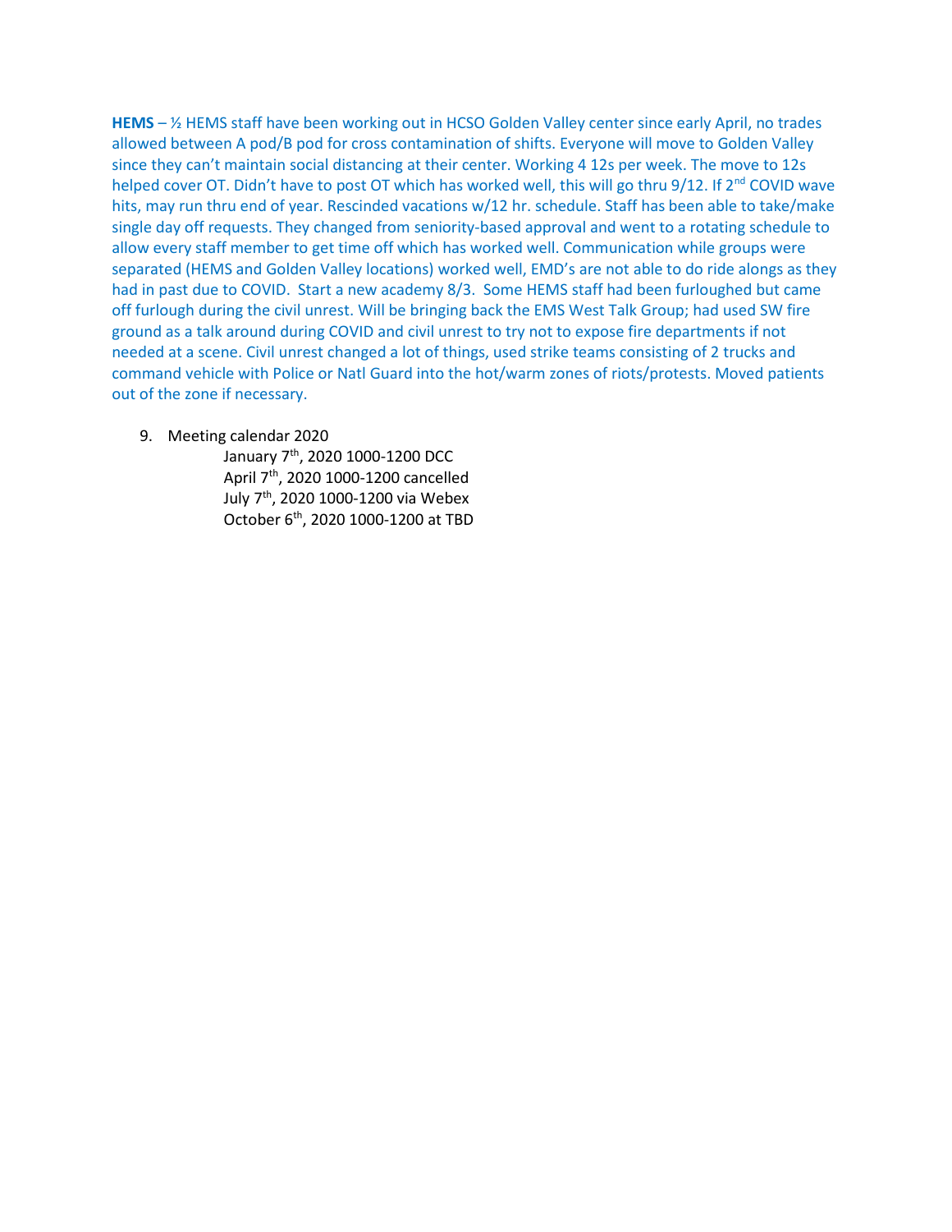**HEMS** – ½ HEMS staff have been working out in HCSO Golden Valley center since early April, no trades allowed between A pod/B pod for cross contamination of shifts. Everyone will move to Golden Valley since they can't maintain social distancing at their center. Working 4 12s per week. The move to 12s helped cover OT. Didn't have to post OT which has worked well, this will go thru 9/12. If 2nd COVID wave hits, may run thru end of year. Rescinded vacations w/12 hr. schedule. Staff has been able to take/make single day off requests. They changed from seniority-based approval and went to a rotating schedule to allow every staff member to get time off which has worked well. Communication while groups were separated (HEMS and Golden Valley locations) worked well, EMD's are not able to do ride alongs as they had in past due to COVID. Start a new academy 8/3. Some HEMS staff had been furloughed but came off furlough during the civil unrest. Will be bringing back the EMS West Talk Group; had used SW fire ground as a talk around during COVID and civil unrest to try not to expose fire departments if not needed at a scene. Civil unrest changed a lot of things, used strike teams consisting of 2 trucks and command vehicle with Police or Natl Guard into the hot/warm zones of riots/protests. Moved patients out of the zone if necessary.

9. Meeting calendar 2020

   January 7th, 2020 1000-1200 DCC
   April 7th, 2020 1000-1200 cancelled
   July 7th, 2020 1000-1200 via Webex
   October 6th, 2020 1000-1200 at TBD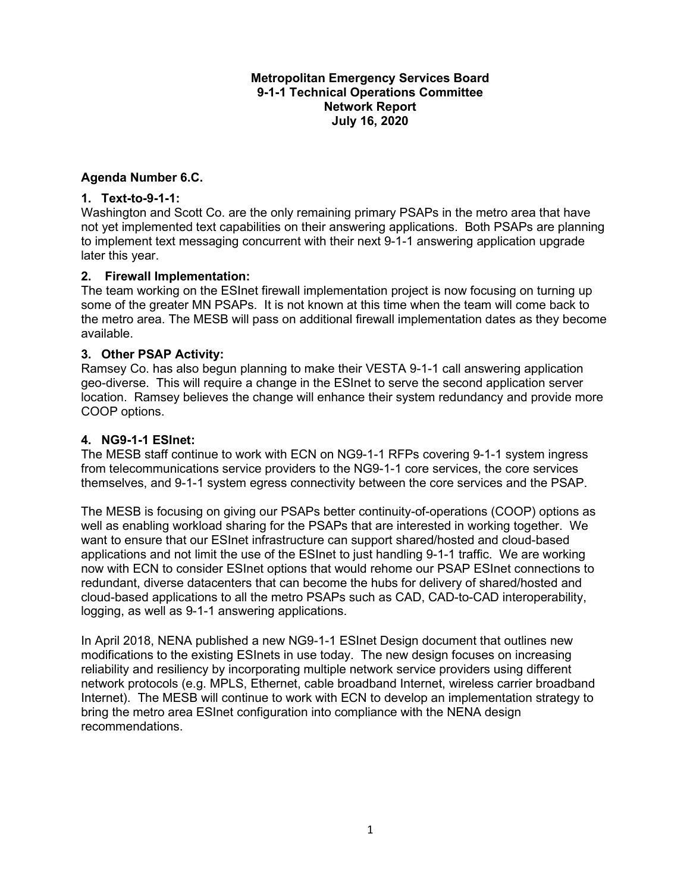**Metropolitan Emergency Services Board**
**9-1-1 Technical Operations Committee**
**Network Report**
**July 16, 2020**

**Agenda Number 6.C.**

### 1. Text-to-9-1-1:

Washington and Scott Co. are the only remaining primary PSAPs in the metro area that have not yet implemented text capabilities on their answering applications. Both PSAPs are planning to implement text messaging concurrent with their next 9-1-1 answering application upgrade later this year.

### 2. Firewall Implementation:

The team working on the ESInet firewall implementation project is now focusing on turning up some of the greater MN PSAPs. It is not known at this time when the team will come back to the metro area. The MESB will pass on additional firewall implementation dates as they become available.

### 3. Other PSAP Activity:

Ramsey Co. has also begun planning to make their VESTA 9-1-1 call answering application geo-diverse. This will require a change in the ESInet to serve the second application server location. Ramsey believes the change will enhance their system redundancy and provide more COOP options.

### 4. NG9-1-1 ESInet:

The MESB staff continue to work with ECN on NG9-1-1 RFPs covering 9-1-1 system ingress from telecommunications service providers to the NG9-1-1 core services, the core services themselves, and 9-1-1 system egress connectivity between the core services and the PSAP.

The MESB is focusing on giving our PSAPs better continuity-of-operations (COOP) options as well as enabling workload sharing for the PSAPs that are interested in working together. We want to ensure that our ESInet infrastructure can support shared/hosted and cloud-based applications and not limit the use of the ESInet to just handling 9-1-1 traffic. We are working now with ECN to consider ESInet options that would rehome our PSAP ESInet connections to redundant, diverse datacenters that can become the hubs for delivery of shared/hosted and cloud-based applications to all the metro PSAPs such as CAD, CAD-to-CAD interoperability, logging, as well as 9-1-1 answering applications.

In April 2018, NENA published a new NG9-1-1 ESInet Design document that outlines new modifications to the existing ESInets in use today. The new design focuses on increasing reliability and resiliency by incorporating multiple network service providers using different network protocols (e.g. MPLS, Ethernet, cable broadband Internet, wireless carrier broadband Internet). The MESB will continue to work with ECN to develop an implementation strategy to bring the metro area ESInet configuration into compliance with the NENA design recommendations.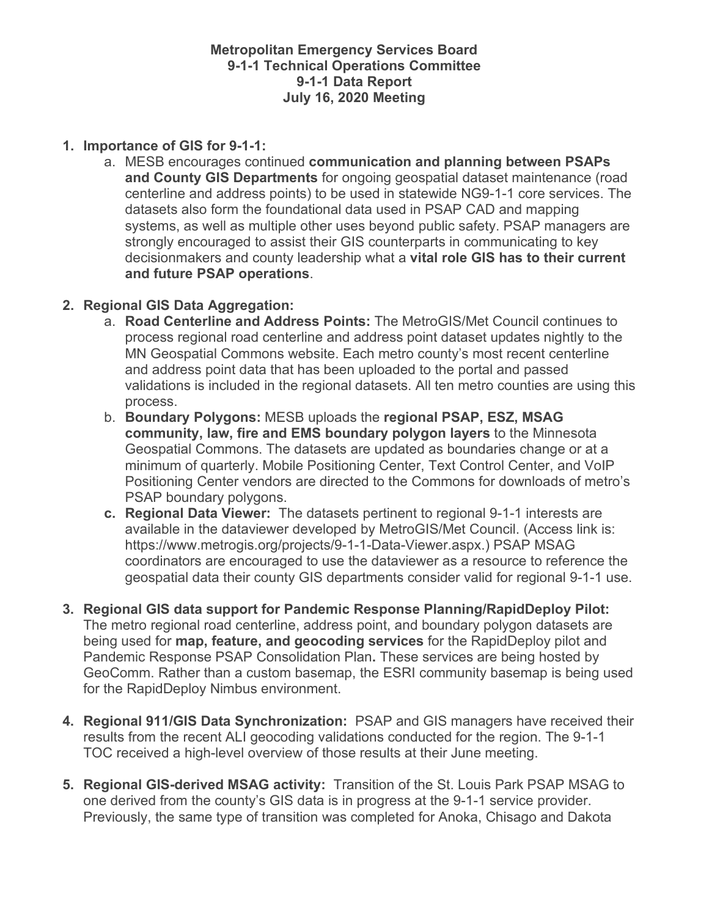**Metropolitan Emergency Services Board**
**9-1-1 Technical Operations Committee**
**9-1-1 Data Report**
**July 16, 2020 Meeting**

1. **Importance of GIS for 9-1-1:**
    a. MESB encourages continued **communication and planning between PSAPs and County GIS Departments** for ongoing geospatial dataset maintenance (road centerline and address points) to be used in statewide NG9-1-1 core services. The datasets also form the foundational data used in PSAP CAD and mapping systems, as well as multiple other uses beyond public safety. PSAP managers are strongly encouraged to assist their GIS counterparts in communicating to key decisionmakers and county leadership what a **vital role GIS has to their current and future PSAP operations**.

2. **Regional GIS Data Aggregation:**
    a. **Road Centerline and Address Points:** The MetroGIS/Met Council continues to process regional road centerline and address point dataset updates nightly to the MN Geospatial Commons website. Each metro county's most recent centerline and address point data that has been uploaded to the portal and passed validations is included in the regional datasets. All ten metro counties are using this process.
    b. **Boundary Polygons:** MESB uploads the **regional PSAP, ESZ, MSAG community, law, fire and EMS boundary polygon layers** to the Minnesota Geospatial Commons. The datasets are updated as boundaries change or at a minimum of quarterly. Mobile Positioning Center, Text Control Center, and VoIP Positioning Center vendors are directed to the Commons for downloads of metro's PSAP boundary polygons.
    c. **Regional Data Viewer:** The datasets pertinent to regional 9-1-1 interests are available in the dataviewer developed by MetroGIS/Met Council. (Access link is: https://www.metrogis.org/projects/9-1-1-Data-Viewer.aspx.) PSAP MSAG coordinators are encouraged to use the dataviewer as a resource to reference the geospatial data their county GIS departments consider valid for regional 9-1-1 use.

3. **Regional GIS data support for Pandemic Response Planning/RapidDeploy Pilot:** The metro regional road centerline, address point, and boundary polygon datasets are being used for **map, feature, and geocoding services** for the RapidDeploy pilot and Pandemic Response PSAP Consolidation Plan**.** These services are being hosted by GeoComm. Rather than a custom basemap, the ESRI community basemap is being used for the RapidDeploy Nimbus environment.

4. **Regional 911/GIS Data Synchronization:** PSAP and GIS managers have received their results from the recent ALI geocoding validations conducted for the region. The 9-1-1 TOC received a high-level overview of those results at their June meeting.

5. **Regional GIS-derived MSAG activity:** Transition of the St. Louis Park PSAP MSAG to one derived from the county's GIS data is in progress at the 9-1-1 service provider. Previously, the same type of transition was completed for Anoka, Chisago and Dakota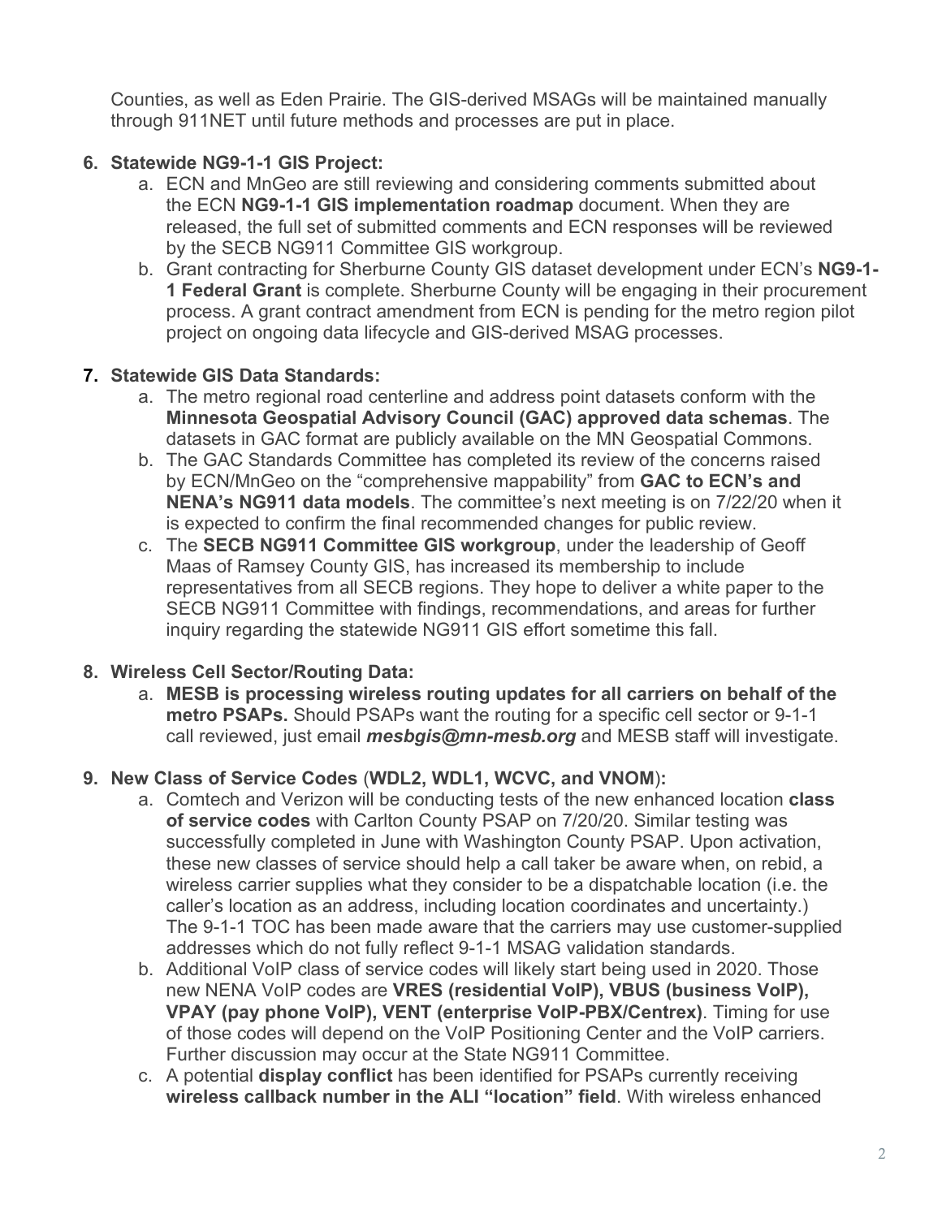Counties, as well as Eden Prairie. The GIS-derived MSAGs will be maintained manually through 911NET until future methods and processes are put in place.

6. **Statewide NG9-1-1 GIS Project:**
    a. ECN and MnGeo are still reviewing and considering comments submitted about the ECN **NG9-1-1 GIS implementation roadmap** document. When they are released, the full set of submitted comments and ECN responses will be reviewed by the SECB NG911 Committee GIS workgroup.
    b. Grant contracting for Sherburne County GIS dataset development under ECN's **NG9-1-1 Federal Grant** is complete. Sherburne County will be engaging in their procurement process. A grant contract amendment from ECN is pending for the metro region pilot project on ongoing data lifecycle and GIS-derived MSAG processes.

7. **Statewide GIS Data Standards:**
    a. The metro regional road centerline and address point datasets conform with the **Minnesota Geospatial Advisory Council (GAC) approved data schemas**. The datasets in GAC format are publicly available on the MN Geospatial Commons.
    b. The GAC Standards Committee has completed its review of the concerns raised by ECN/MnGeo on the "comprehensive mappability" from **GAC to ECN's and NENA's NG911 data models**. The committee's next meeting is on 7/22/20 when it is expected to confirm the final recommended changes for public review.
    c. The **SECB NG911 Committee GIS workgroup**, under the leadership of Geoff Maas of Ramsey County GIS, has increased its membership to include representatives from all SECB regions. They hope to deliver a white paper to the SECB NG911 Committee with findings, recommendations, and areas for further inquiry regarding the statewide NG911 GIS effort sometime this fall.

8. **Wireless Cell Sector/Routing Data:**
    a. **MESB is processing wireless routing updates for all carriers on behalf of the metro PSAPs.** Should PSAPs want the routing for a specific cell sector or 9-1-1 call reviewed, just email ***mesbgis@mn-mesb.org*** and MESB staff will investigate.

9. **New Class of Service Codes** (**WDL2, WDL1, WCVC, and VNOM**)**:**
    a. Comtech and Verizon will be conducting tests of the new enhanced location **class of service codes** with Carlton County PSAP on 7/20/20. Similar testing was successfully completed in June with Washington County PSAP. Upon activation, these new classes of service should help a call taker be aware when, on rebid, a wireless carrier supplies what they consider to be a dispatchable location (i.e. the caller's location as an address, including location coordinates and uncertainty.) The 9-1-1 TOC has been made aware that the carriers may use customer-supplied addresses which do not fully reflect 9-1-1 MSAG validation standards.
    b. Additional VoIP class of service codes will likely start being used in 2020. Those new NENA VoIP codes are **VRES (residential VoIP), VBUS (business VoIP), VPAY (pay phone VoIP), VENT (enterprise VoIP-PBX/Centrex)**. Timing for use of those codes will depend on the VoIP Positioning Center and the VoIP carriers. Further discussion may occur at the State NG911 Committee.
    c. A potential **display conflict** has been identified for PSAPs currently receiving **wireless callback number in the ALI "location" field**. With wireless enhanced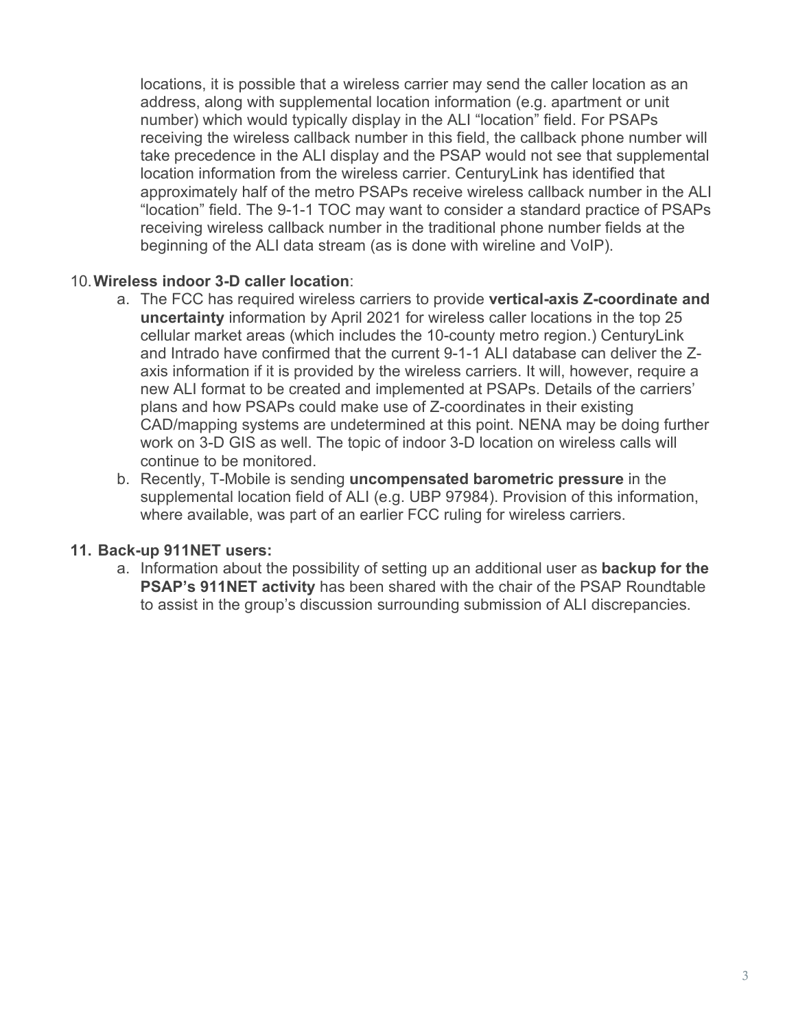locations, it is possible that a wireless carrier may send the caller location as an address, along with supplemental location information (e.g. apartment or unit number) which would typically display in the ALI "location" field. For PSAPs receiving the wireless callback number in this field, the callback phone number will take precedence in the ALI display and the PSAP would not see that supplemental location information from the wireless carrier. CenturyLink has identified that approximately half of the metro PSAPs receive wireless callback number in the ALI "location" field. The 9-1-1 TOC may want to consider a standard practice of PSAPs receiving wireless callback number in the traditional phone number fields at the beginning of the ALI data stream (as is done with wireline and VoIP).

10. **Wireless indoor 3-D caller location**:
    a. The FCC has required wireless carriers to provide **vertical-axis Z-coordinate and uncertainty** information by April 2021 for wireless caller locations in the top 25 cellular market areas (which includes the 10-county metro region.) CenturyLink and Intrado have confirmed that the current 9-1-1 ALI database can deliver the Z-axis information if it is provided by the wireless carriers. It will, however, require a new ALI format to be created and implemented at PSAPs. Details of the carriers' plans and how PSAPs could make use of Z-coordinates in their existing CAD/mapping systems are undetermined at this point. NENA may be doing further work on 3-D GIS as well. The topic of indoor 3-D location on wireless calls will continue to be monitored.
    b. Recently, T-Mobile is sending **uncompensated barometric pressure** in the supplemental location field of ALI (e.g. UBP 97984). Provision of this information, where available, was part of an earlier FCC ruling for wireless carriers.

11. **Back-up 911NET users:**
    a. Information about the possibility of setting up an additional user as **backup for the PSAP's 911NET activity** has been shared with the chair of the PSAP Roundtable to assist in the group's discussion surrounding submission of ALI discrepancies.